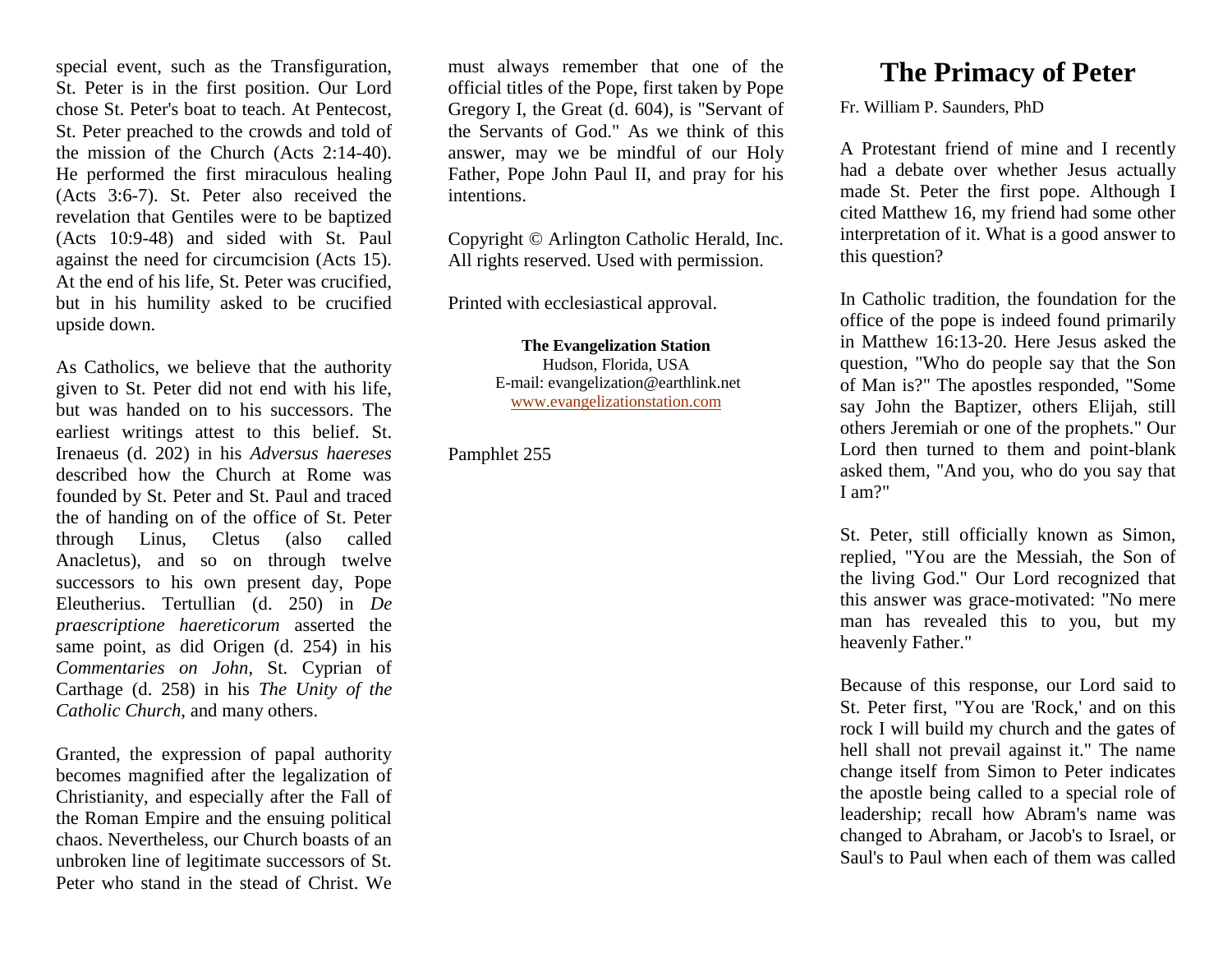special event, such as the Transfiguration, St. Peter is in the first position. Our Lord chose St. Peter's boat to teach. At Pentecost, St. Peter preached to the crowds and told of the mission of the Church (Acts 2:14-40). He performed the first miraculous healing (Acts 3:6-7). St. Peter also received the revelation that Gentiles were to be baptized (Acts 10:9-48) and sided with St. Paul against the need for circumcision (Acts 15). At the end of his life, St. Peter was crucified, but in his humility asked to be crucified upside down.

As Catholics, we believe that the authority given to St. Peter did not end with his life, but was handed on to his successors. The earliest writings attest to this belief. St. Irenaeus (d. 202) in his *Adversus haereses* described how the Church at Rome was founded by St. Peter and St. Paul and traced the of handing on of the office of St. Peter through Linus, Cletus (also called Anacletus), and so on through twelve successors to his own present day, Pope Eleutherius. Tertullian (d. 250) in *De praescriptione haereticorum* asserted the same point, as did Origen (d. 254) in his *Commentaries on John*, St. Cyprian of Carthage (d. 258) in his *The Unity of the Catholic Church*, and many others.

Granted, the expression of papal authority becomes magnified after the legalization of Christianity, and especially after the Fall of the Roman Empire and the ensuing political chaos. Nevertheless, our Church boasts of an unbroken line of legitimate successors of St. Peter who stand in the stead of Christ. We must always remember that one of the official titles of the Pope, first taken by Pope Gregory I, the Great (d. 604), is "Servant of the Servants of God." As we think of this answer, may we be mindful of our Holy Father, Pope John Paul II, and pray for his intentions.

Copyright © Arlington Catholic Herald, Inc. All rights reserved. Used with permission.

Printed with ecclesiastical approval.

**The Evangelization Station**
Hudson, Florida, USA
E-mail: evangelization@earthlink.net
www.evangelizationstation.com

Pamphlet 255

# The Primacy of Peter

Fr. William P. Saunders, PhD

A Protestant friend of mine and I recently had a debate over whether Jesus actually made St. Peter the first pope. Although I cited Matthew 16, my friend had some other interpretation of it. What is a good answer to this question?

In Catholic tradition, the foundation for the office of the pope is indeed found primarily in Matthew 16:13-20. Here Jesus asked the question, "Who do people say that the Son of Man is?" The apostles responded, "Some say John the Baptizer, others Elijah, still others Jeremiah or one of the prophets." Our Lord then turned to them and point-blank asked them, "And you, who do you say that I am?"

St. Peter, still officially known as Simon, replied, "You are the Messiah, the Son of the living God." Our Lord recognized that this answer was grace-motivated: "No mere man has revealed this to you, but my heavenly Father."

Because of this response, our Lord said to St. Peter first, "You are 'Rock,' and on this rock I will build my church and the gates of hell shall not prevail against it." The name change itself from Simon to Peter indicates the apostle being called to a special role of leadership; recall how Abram's name was changed to Abraham, or Jacob's to Israel, or Saul's to Paul when each of them was called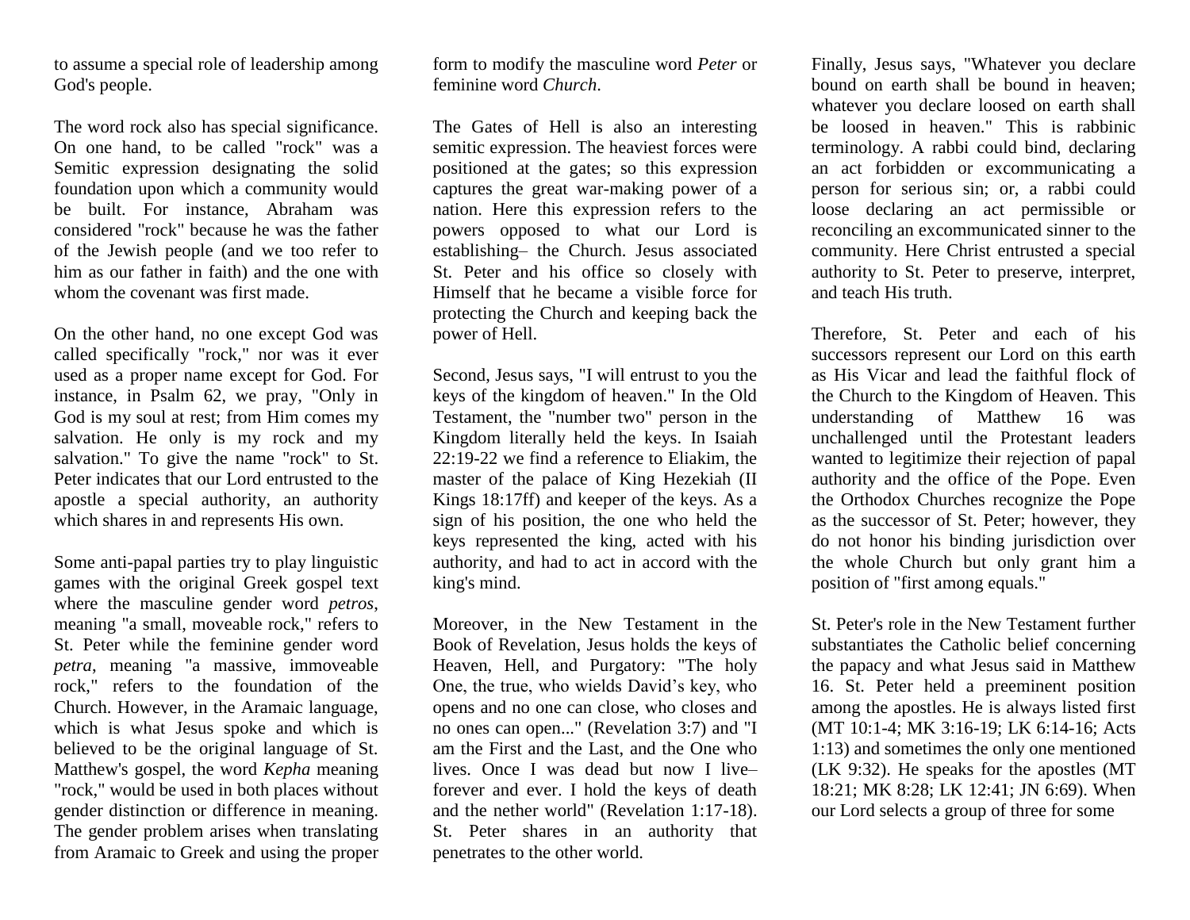to assume a special role of leadership among God's people.

The word rock also has special significance. On one hand, to be called "rock" was a Semitic expression designating the solid foundation upon which a community would be built. For instance, Abraham was considered "rock" because he was the father of the Jewish people (and we too refer to him as our father in faith) and the one with whom the covenant was first made.

On the other hand, no one except God was called specifically "rock," nor was it ever used as a proper name except for God. For instance, in Psalm 62, we pray, "Only in God is my soul at rest; from Him comes my salvation. He only is my rock and my salvation." To give the name "rock" to St. Peter indicates that our Lord entrusted to the apostle a special authority, an authority which shares in and represents His own.

Some anti-papal parties try to play linguistic games with the original Greek gospel text where the masculine gender word *petros*, meaning "a small, moveable rock," refers to St. Peter while the feminine gender word *petra*, meaning "a massive, immoveable rock," refers to the foundation of the Church. However, in the Aramaic language, which is what Jesus spoke and which is believed to be the original language of St. Matthew's gospel, the word *Kepha* meaning "rock," would be used in both places without gender distinction or difference in meaning. The gender problem arises when translating from Aramaic to Greek and using the proper form to modify the masculine word *Peter* or feminine word *Church*.

The Gates of Hell is also an interesting semitic expression. The heaviest forces were positioned at the gates; so this expression captures the great war-making power of a nation. Here this expression refers to the powers opposed to what our Lord is establishing– the Church. Jesus associated St. Peter and his office so closely with Himself that he became a visible force for protecting the Church and keeping back the power of Hell.

Second, Jesus says, "I will entrust to you the keys of the kingdom of heaven." In the Old Testament, the "number two" person in the Kingdom literally held the keys. In Isaiah 22:19-22 we find a reference to Eliakim, the master of the palace of King Hezekiah (II Kings 18:17ff) and keeper of the keys. As a sign of his position, the one who held the keys represented the king, acted with his authority, and had to act in accord with the king's mind.

Moreover, in the New Testament in the Book of Revelation, Jesus holds the keys of Heaven, Hell, and Purgatory: "The holy One, the true, who wields David's key, who opens and no one can close, who closes and no ones can open..." (Revelation 3:7) and "I am the First and the Last, and the One who lives. Once I was dead but now I live– forever and ever. I hold the keys of death and the nether world" (Revelation 1:17-18). St. Peter shares in an authority that penetrates to the other world.

Finally, Jesus says, "Whatever you declare bound on earth shall be bound in heaven; whatever you declare loosed on earth shall be loosed in heaven." This is rabbinic terminology. A rabbi could bind, declaring an act forbidden or excommunicating a person for serious sin; or, a rabbi could loose declaring an act permissible or reconciling an excommunicated sinner to the community. Here Christ entrusted a special authority to St. Peter to preserve, interpret, and teach His truth.

Therefore, St. Peter and each of his successors represent our Lord on this earth as His Vicar and lead the faithful flock of the Church to the Kingdom of Heaven. This understanding of Matthew 16 was unchallenged until the Protestant leaders wanted to legitimize their rejection of papal authority and the office of the Pope. Even the Orthodox Churches recognize the Pope as the successor of St. Peter; however, they do not honor his binding jurisdiction over the whole Church but only grant him a position of "first among equals."

St. Peter's role in the New Testament further substantiates the Catholic belief concerning the papacy and what Jesus said in Matthew 16. St. Peter held a preeminent position among the apostles. He is always listed first (MT 10:1-4; MK 3:16-19; LK 6:14-16; Acts 1:13) and sometimes the only one mentioned (LK 9:32). He speaks for the apostles (MT 18:21; MK 8:28; LK 12:41; JN 6:69). When our Lord selects a group of three for some